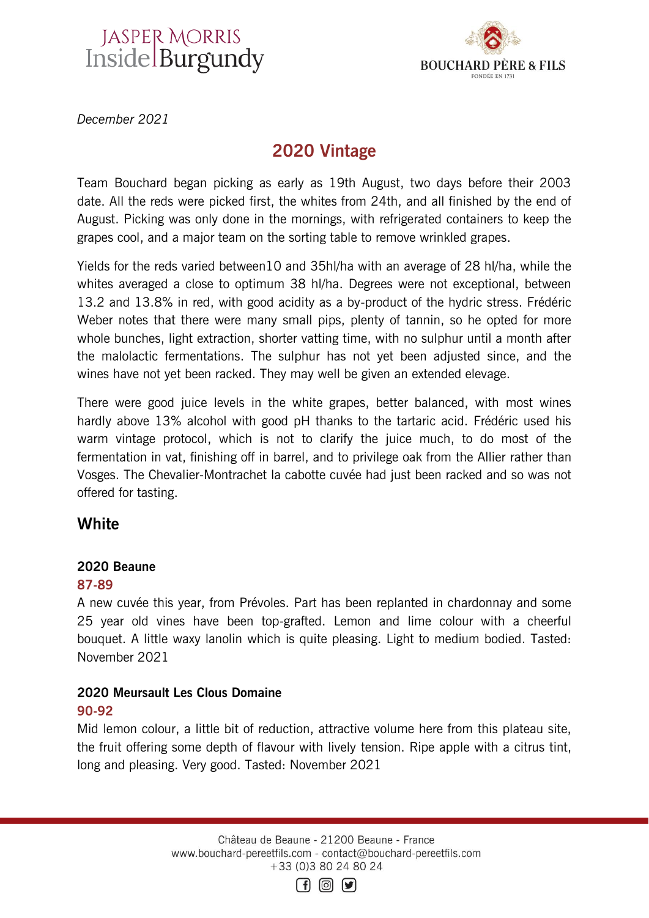*December 2021*

## 2020 Vintage

Team Bouchard began picking as early as 19th August, two days before their 2003 date. All the reds were picked first, the whites from 24th, and all finished by the end of August. Picking was only done in the mornings, with refrigerated containers to keep the grapes cool, and a major team on the sorting table to remove wrinkled grapes.

Yields for the reds varied between10 and 35hl/ha with an average of 28 hl/ha, while the whites averaged a close to optimum 38 hl/ha. Degrees were not exceptional, between 13.2 and 13.8% in red, with good acidity as a by-product of the hydric stress. Frédéric Weber notes that there were many small pips, plenty of tannin, so he opted for more whole bunches, light extraction, shorter vatting time, with no sulphur until a month after the malolactic fermentations. The sulphur has not yet been adjusted since, and the wines have not yet been racked. They may well be given an extended elevage.

There were good juice levels in the white grapes, better balanced, with most wines hardly above 13% alcohol with good pH thanks to the tartaric acid. Frédéric used his warm vintage protocol, which is not to clarify the juice much, to do most of the fermentation in vat, finishing off in barrel, and to privilege oak from the Allier rather than Vosges. The Chevalier-Montrachet la cabotte cuvée had just been racked and so was not offered for tasting.

## White

**2020 Beaune**

**87-89**

A new cuvée this year, from Prévoles. Part has been replanted in chardonnay and some 25 year old vines have been top-grafted. Lemon and lime colour with a cheerful bouquet. A little waxy lanolin which is quite pleasing. Light to medium bodied. Tasted: November 2021

**2020 Meursault Les Clous Domaine**

**90-92**

Mid lemon colour, a little bit of reduction, attractive volume here from this plateau site, the fruit offering some depth of flavour with lively tension. Ripe apple with a citrus tint, long and pleasing. Very good. Tasted: November 2021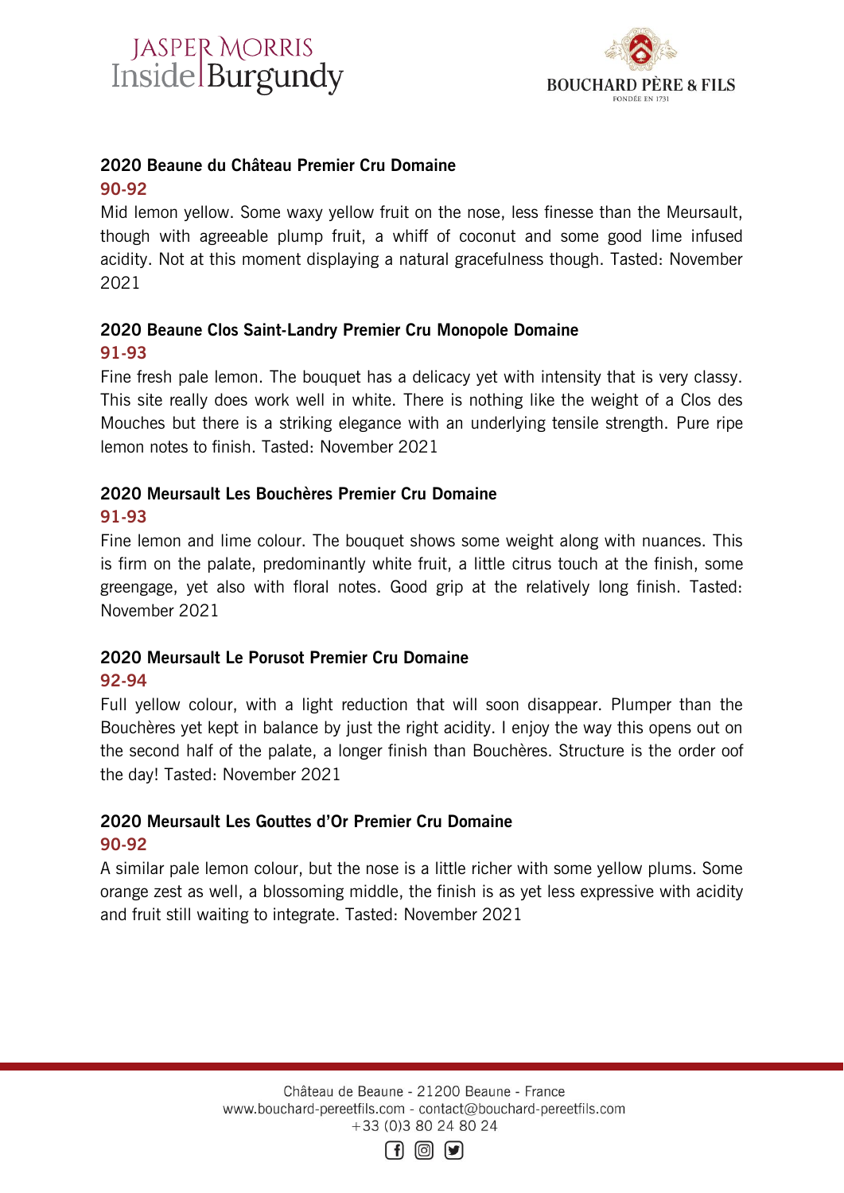### 2020 Beaune du Château Premier Cru Domaine

**90-92**

Mid lemon yellow. Some waxy yellow fruit on the nose, less finesse than the Meursault, though with agreeable plump fruit, a whiff of coconut and some good lime infused acidity. Not at this moment displaying a natural gracefulness though. Tasted: November 2021

### 2020 Beaune Clos Saint-Landry Premier Cru Monopole Domaine

**91-93**

Fine fresh pale lemon. The bouquet has a delicacy yet with intensity that is very classy. This site really does work well in white. There is nothing like the weight of a Clos des Mouches but there is a striking elegance with an underlying tensile strength. Pure ripe lemon notes to finish. Tasted: November 2021

### 2020 Meursault Les Bouchères Premier Cru Domaine

**91-93**

Fine lemon and lime colour. The bouquet shows some weight along with nuances. This is firm on the palate, predominantly white fruit, a little citrus touch at the finish, some greengage, yet also with floral notes. Good grip at the relatively long finish. Tasted: November 2021

### 2020 Meursault Le Porusot Premier Cru Domaine

**92-94**

Full yellow colour, with a light reduction that will soon disappear. Plumper than the Bouchères yet kept in balance by just the right acidity. I enjoy the way this opens out on the second half of the palate, a longer finish than Bouchères. Structure is the order oof the day! Tasted: November 2021

### 2020 Meursault Les Gouttes d'Or Premier Cru Domaine

**90-92**

A similar pale lemon colour, but the nose is a little richer with some yellow plums. Some orange zest as well, a blossoming middle, the finish is as yet less expressive with acidity and fruit still waiting to integrate. Tasted: November 2021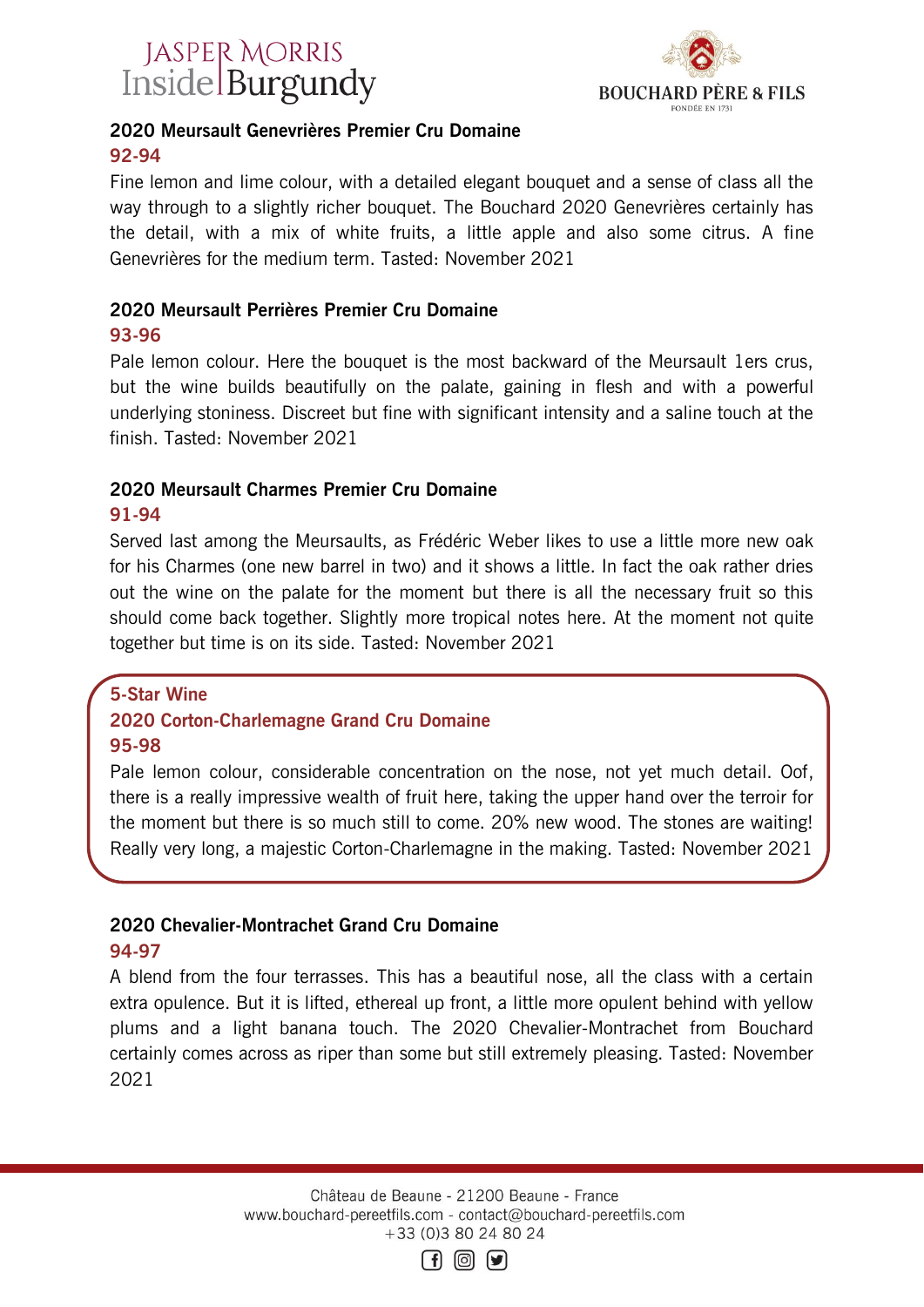### 2020 Meursault Genevrières Premier Cru Domaine

**92-94**

Fine lemon and lime colour, with a detailed elegant bouquet and a sense of class all the way through to a slightly richer bouquet. The Bouchard 2020 Genevrières certainly has the detail, with a mix of white fruits, a little apple and also some citrus. A fine Genevrières for the medium term. Tasted: November 2021

### 2020 Meursault Perrières Premier Cru Domaine

**93-96**

Pale lemon colour. Here the bouquet is the most backward of the Meursault 1ers crus, but the wine builds beautifully on the palate, gaining in flesh and with a powerful underlying stoniness. Discreet but fine with significant intensity and a saline touch at the finish. Tasted: November 2021

### 2020 Meursault Charmes Premier Cru Domaine

**91-94**

Served last among the Meursaults, as Frédéric Weber likes to use a little more new oak for his Charmes (one new barrel in two) and it shows a little. In fact the oak rather dries out the wine on the palate for the moment but there is all the necessary fruit so this should come back together. Slightly more tropical notes here. At the moment not quite together but time is on its side. Tasted: November 2021

**5-Star Wine**

### 2020 Corton-Charlemagne Grand Cru Domaine

**95-98**

Pale lemon colour, considerable concentration on the nose, not yet much detail. Oof, there is a really impressive wealth of fruit here, taking the upper hand over the terroir for the moment but there is so much still to come. 20% new wood. The stones are waiting! Really very long, a majestic Corton-Charlemagne in the making. Tasted: November 2021

### 2020 Chevalier-Montrachet Grand Cru Domaine

**94-97**

A blend from the four terrasses. This has a beautiful nose, all the class with a certain extra opulence. But it is lifted, ethereal up front, a little more opulent behind with yellow plums and a light banana touch. The 2020 Chevalier-Montrachet from Bouchard certainly comes across as riper than some but still extremely pleasing. Tasted: November 2021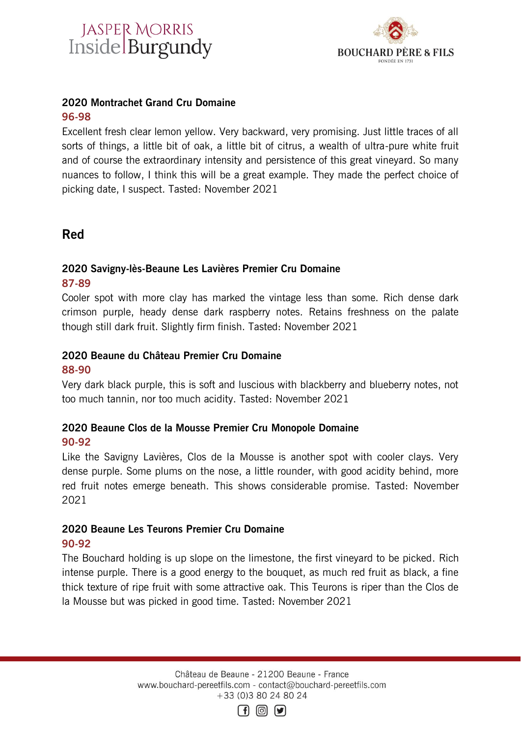### 2020 Montrachet Grand Cru Domaine

**96-98**

Excellent fresh clear lemon yellow. Very backward, very promising. Just little traces of all sorts of things, a little bit of oak, a little bit of citrus, a wealth of ultra-pure white fruit and of course the extraordinary intensity and persistence of this great vineyard. So many nuances to follow, I think this will be a great example. They made the perfect choice of picking date, I suspect. Tasted: November 2021

## Red

### 2020 Savigny-lès-Beaune Les Lavières Premier Cru Domaine

**87-89**

Cooler spot with more clay has marked the vintage less than some. Rich dense dark crimson purple, heady dense dark raspberry notes. Retains freshness on the palate though still dark fruit. Slightly firm finish. Tasted: November 2021

### 2020 Beaune du Château Premier Cru Domaine

**88-90**

Very dark black purple, this is soft and luscious with blackberry and blueberry notes, not too much tannin, nor too much acidity. Tasted: November 2021

### 2020 Beaune Clos de la Mousse Premier Cru Monopole Domaine

**90-92**

Like the Savigny Lavières, Clos de la Mousse is another spot with cooler clays. Very dense purple. Some plums on the nose, a little rounder, with good acidity behind, more red fruit notes emerge beneath. This shows considerable promise. Tasted: November 2021

### 2020 Beaune Les Teurons Premier Cru Domaine

**90-92**

The Bouchard holding is up slope on the limestone, the first vineyard to be picked. Rich intense purple. There is a good energy to the bouquet, as much red fruit as black, a fine thick texture of ripe fruit with some attractive oak. This Teurons is riper than the Clos de la Mousse but was picked in good time. Tasted: November 2021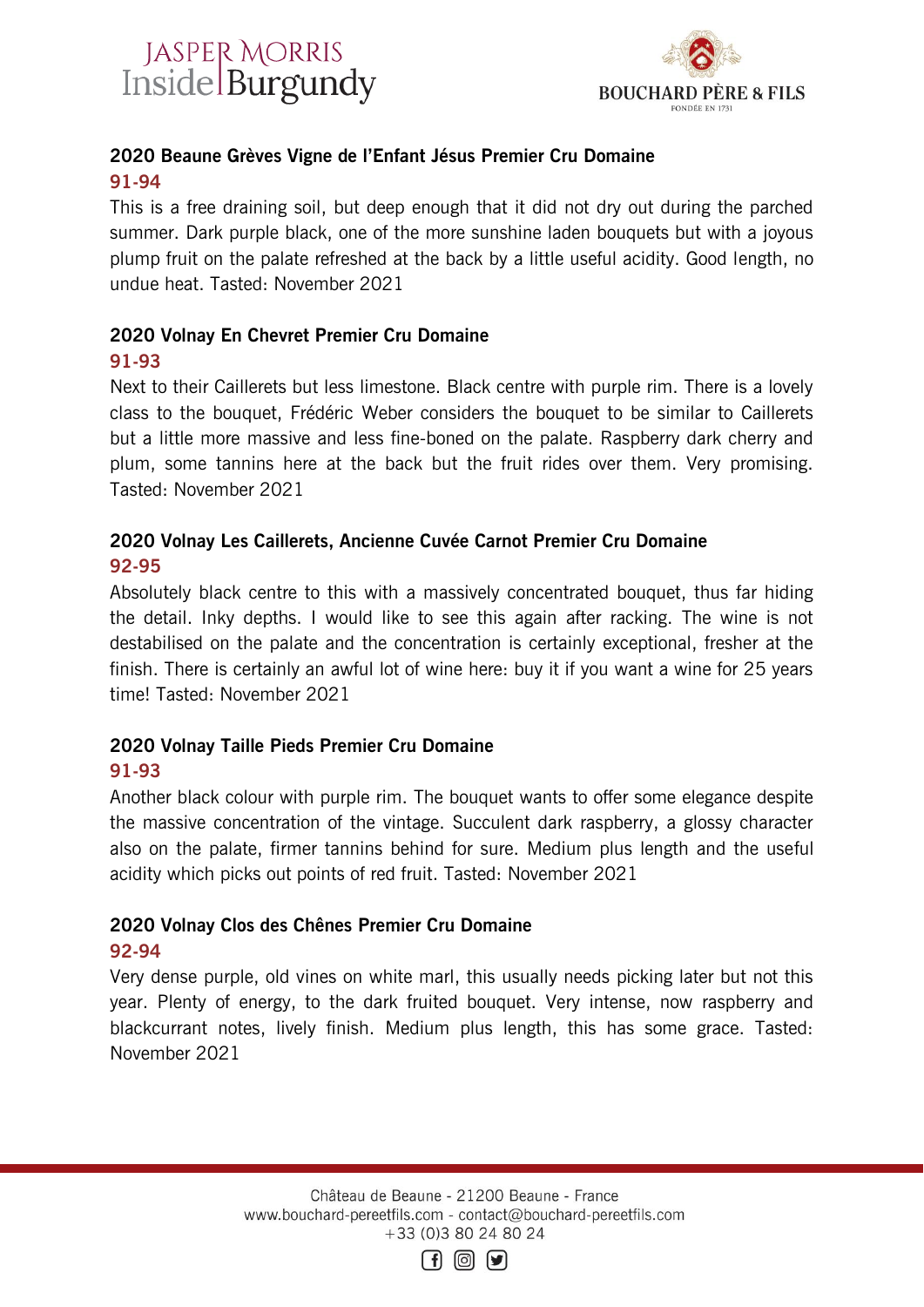## 2020 Beaune Grèves Vigne de l'Enfant Jésus Premier Cru Domaine

**91-94**

This is a free draining soil, but deep enough that it did not dry out during the parched summer. Dark purple black, one of the more sunshine laden bouquets but with a joyous plump fruit on the palate refreshed at the back by a little useful acidity. Good length, no undue heat. Tasted: November 2021

## 2020 Volnay En Chevret Premier Cru Domaine

**91-93**

Next to their Caillerets but less limestone. Black centre with purple rim. There is a lovely class to the bouquet, Frédéric Weber considers the bouquet to be similar to Caillerets but a little more massive and less fine-boned on the palate. Raspberry dark cherry and plum, some tannins here at the back but the fruit rides over them. Very promising. Tasted: November 2021

## 2020 Volnay Les Caillerets, Ancienne Cuvée Carnot Premier Cru Domaine

**92-95**

Absolutely black centre to this with a massively concentrated bouquet, thus far hiding the detail. Inky depths. I would like to see this again after racking. The wine is not destabilised on the palate and the concentration is certainly exceptional, fresher at the finish. There is certainly an awful lot of wine here: buy it if you want a wine for 25 years time! Tasted: November 2021

## 2020 Volnay Taille Pieds Premier Cru Domaine

**91-93**

Another black colour with purple rim. The bouquet wants to offer some elegance despite the massive concentration of the vintage. Succulent dark raspberry, a glossy character also on the palate, firmer tannins behind for sure. Medium plus length and the useful acidity which picks out points of red fruit. Tasted: November 2021

## 2020 Volnay Clos des Chênes Premier Cru Domaine

**92-94**

Very dense purple, old vines on white marl, this usually needs picking later but not this year. Plenty of energy, to the dark fruited bouquet. Very intense, now raspberry and blackcurrant notes, lively finish. Medium plus length, this has some grace. Tasted: November 2021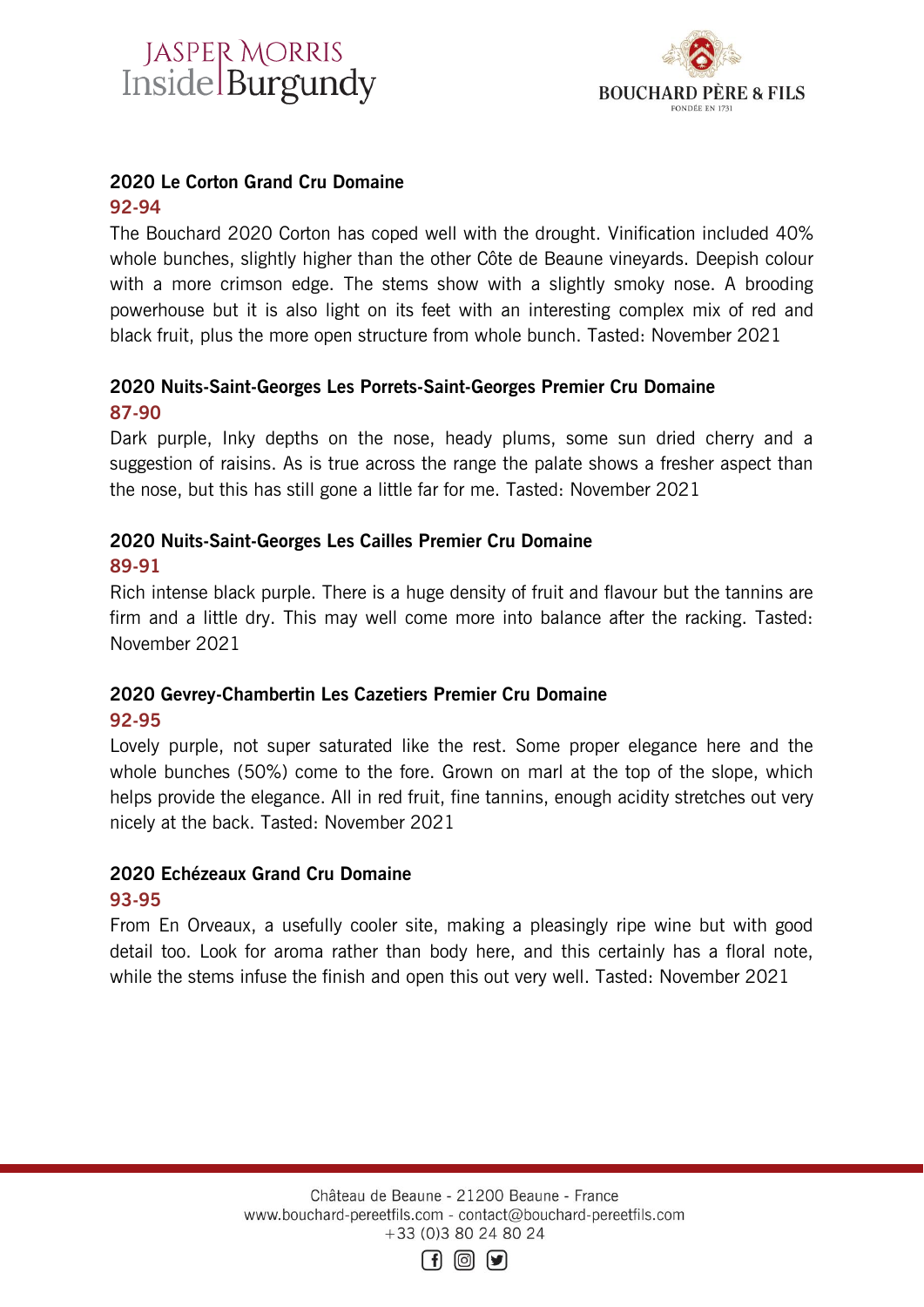### 2020 Le Corton Grand Cru Domaine

**92-94**

The Bouchard 2020 Corton has coped well with the drought. Vinification included 40% whole bunches, slightly higher than the other Côte de Beaune vineyards. Deepish colour with a more crimson edge. The stems show with a slightly smoky nose. A brooding powerhouse but it is also light on its feet with an interesting complex mix of red and black fruit, plus the more open structure from whole bunch. Tasted: November 2021

### 2020 Nuits-Saint-Georges Les Porrets-Saint-Georges Premier Cru Domaine

**87-90**

Dark purple, Inky depths on the nose, heady plums, some sun dried cherry and a suggestion of raisins. As is true across the range the palate shows a fresher aspect than the nose, but this has still gone a little far for me. Tasted: November 2021

### 2020 Nuits-Saint-Georges Les Cailles Premier Cru Domaine

**89-91**

Rich intense black purple. There is a huge density of fruit and flavour but the tannins are firm and a little dry. This may well come more into balance after the racking. Tasted: November 2021

### 2020 Gevrey-Chambertin Les Cazetiers Premier Cru Domaine

**92-95**

Lovely purple, not super saturated like the rest. Some proper elegance here and the whole bunches (50%) come to the fore. Grown on marl at the top of the slope, which helps provide the elegance. All in red fruit, fine tannins, enough acidity stretches out very nicely at the back. Tasted: November 2021

### 2020 Echézeaux Grand Cru Domaine

**93-95**

From En Orveaux, a usefully cooler site, making a pleasingly ripe wine but with good detail too. Look for aroma rather than body here, and this certainly has a floral note, while the stems infuse the finish and open this out very well. Tasted: November 2021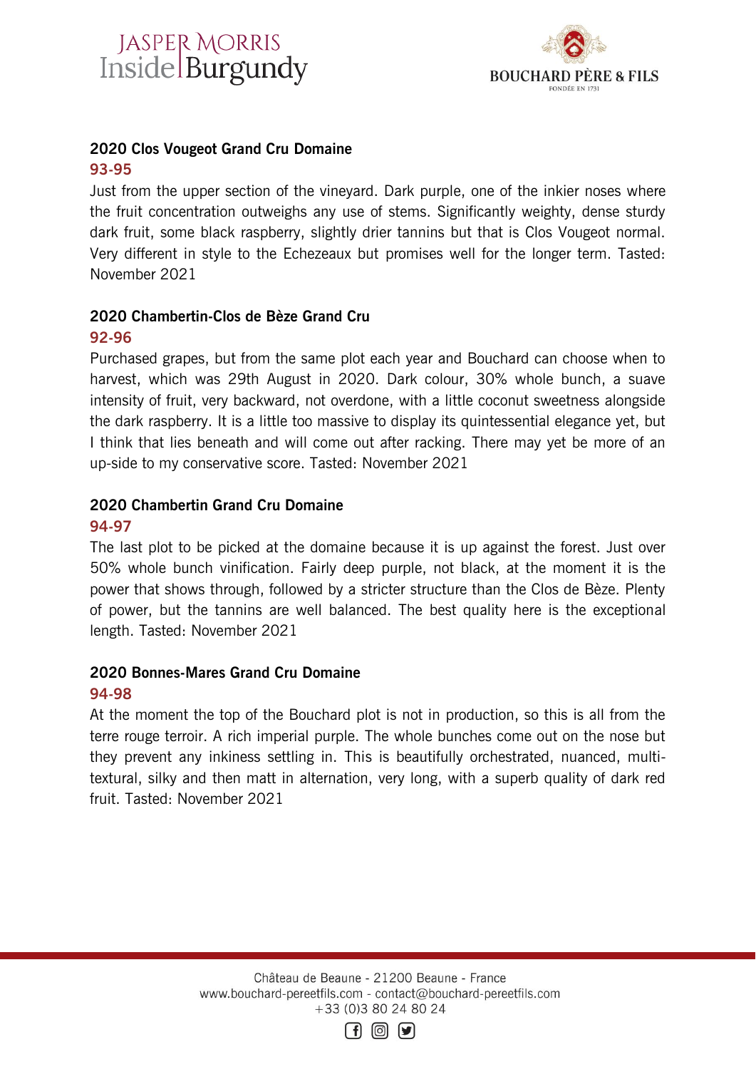### 2020 Clos Vougeot Grand Cru Domaine

**93-95**

Just from the upper section of the vineyard. Dark purple, one of the inkier noses where the fruit concentration outweighs any use of stems. Significantly weighty, dense sturdy dark fruit, some black raspberry, slightly drier tannins but that is Clos Vougeot normal. Very different in style to the Echezeaux but promises well for the longer term. Tasted: November 2021

### 2020 Chambertin-Clos de Bèze Grand Cru

**92-96**

Purchased grapes, but from the same plot each year and Bouchard can choose when to harvest, which was 29th August in 2020. Dark colour, 30% whole bunch, a suave intensity of fruit, very backward, not overdone, with a little coconut sweetness alongside the dark raspberry. It is a little too massive to display its quintessential elegance yet, but I think that lies beneath and will come out after racking. There may yet be more of an up-side to my conservative score. Tasted: November 2021

### 2020 Chambertin Grand Cru Domaine

**94-97**

The last plot to be picked at the domaine because it is up against the forest. Just over 50% whole bunch vinification. Fairly deep purple, not black, at the moment it is the power that shows through, followed by a stricter structure than the Clos de Bèze. Plenty of power, but the tannins are well balanced. The best quality here is the exceptional length. Tasted: November 2021

### 2020 Bonnes-Mares Grand Cru Domaine

**94-98**

At the moment the top of the Bouchard plot is not in production, so this is all from the terre rouge terroir. A rich imperial purple. The whole bunches come out on the nose but they prevent any inkiness settling in. This is beautifully orchestrated, nuanced, multi-textural, silky and then matt in alternation, very long, with a superb quality of dark red fruit. Tasted: November 2021